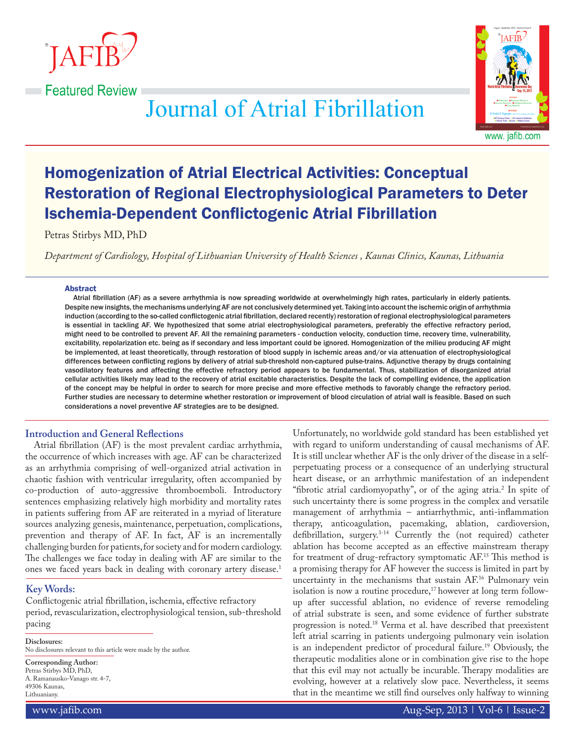Featured Review

# Homogenization of Atrial Electrical Activities: Conceptual Restoration of Regional Electrophysiological Parameters to Deter Ischemia-Dependent Conflictogenic Atrial Fibrillation

Petras Stirbys MD, PhD

*Department of Cardiology, Hospital of Lithuanian University of Health Sciences , Kaunas Clinics, Kaunas, Lithuania*

### Abstract

Atrial fibrillation (AF) as a severe arrhythmia is now spreading worldwide at overwhelmingly high rates, particularly in elderly patients. Despite new insights, the mechanisms underlying AF are not conclusively determined yet. Taking into account the ischemic origin of arrhythmia induction (according to the so-called conflictogenic atrial fibrillation, declared recently) restoration of regional electrophysiological parameters is essential in tackling AF. We hypothesized that some atrial electrophysiological parameters, preferably the effective refractory period, might need to be controlled to prevent AF. All the remaining parameters - conduction velocity, conduction time, recovery time, vulnerability, excitability, repolarization etc. being as if secondary and less important could be ignored. Homogenization of the milieu producing AF might be implemented, at least theoretically, through restoration of blood supply in ischemic areas and/or via attenuation of electrophysiological differences between conflicting regions by delivery of atrial sub-threshold non-captured pulse-trains. Adjunctive therapy by drugs containing vasodilatory features and affecting the effective refractory period appears to be fundamental. Thus, stabilization of disorganized atrial cellular activities likely may lead to the recovery of atrial excitable characteristics. Despite the lack of compelling evidence, the application of the concept may be helpful in order to search for more precise and more effective methods to favorably change the refractory period. Further studies are necessary to determine whether restoration or improvement of blood circulation of atrial wall is feasible. Based on such considerations a novel preventive AF strategies are to be designed.

## Introduction and General Reflections

Atrial fibrillation (AF) is the most prevalent cardiac arrhythmia, the occurrence of which increases with age. AF can be characterized as an arrhythmia comprising of well-organized atrial activation in chaotic fashion with ventricular irregularity, often accompanied by co-production of auto-aggressive thromboemboli. Introductory sentences emphasizing relatively high morbidity and mortality rates in patients suffering from AF are reiterated in a myriad of literature sources analyzing genesis, maintenance, perpetuation, complications, prevention and therapy of AF. In fact, AF is an incrementally challenging burden for patients, for society and for modern cardiology. The challenges we face today in dealing with AF are similar to the ones we faced years back in dealing with coronary artery disease.[1]

### Key Words:

Conflictogenic atrial fibrillation, ischemia, effective refractory period, revascularization, electrophysiological tension, sub-threshold pacing

**Disclosures:**
No disclosures relevant to this article were made by the author.

**Corresponding Author:**
Petras Stirbys MD, PhD,
A. Ramanausko-Vanago str. 4-7,
49306 Kaunas,
Lithuaniany.

Unfortunately, no worldwide gold standard has been established yet with regard to uniform understanding of causal mechanisms of AF. It is still unclear whether AF is the only driver of the disease in a self-perpetuating process or a consequence of an underlying structural heart disease, or an arrhythmic manifestation of an independent "fibrotic atrial cardiomyopathy", or of the aging atria.[2] In spite of such uncertainty there is some progress in the complex and versatile management of arrhythmia – antiarrhythmic, anti-inflammation therapy, anticoagulation, pacemaking, ablation, cardioversion, defibrillation, surgery.[3-14] Currently the (not required) catheter ablation has become accepted as an effective mainstream therapy for treatment of drug-refractory symptomatic AF.[15] This method is a promising therapy for AF however the success is limited in part by uncertainty in the mechanisms that sustain AF.[16] Pulmonary vein isolation is now a routine procedure,[17] however at long term follow-up after successful ablation, no evidence of reverse remodeling of atrial substrate is seen, and some evidence of further substrate progression is noted.[18] Verma et al. have described that preexistent left atrial scarring in patients undergoing pulmonary vein isolation is an independent predictor of procedural failure.[19] Obviously, the therapeutic modalities alone or in combination give rise to the hope that this evil may not actually be incurable. Therapy modalities are evolving, however at a relatively slow pace. Nevertheless, it seems that in the meantime we still find ourselves only halfway to winning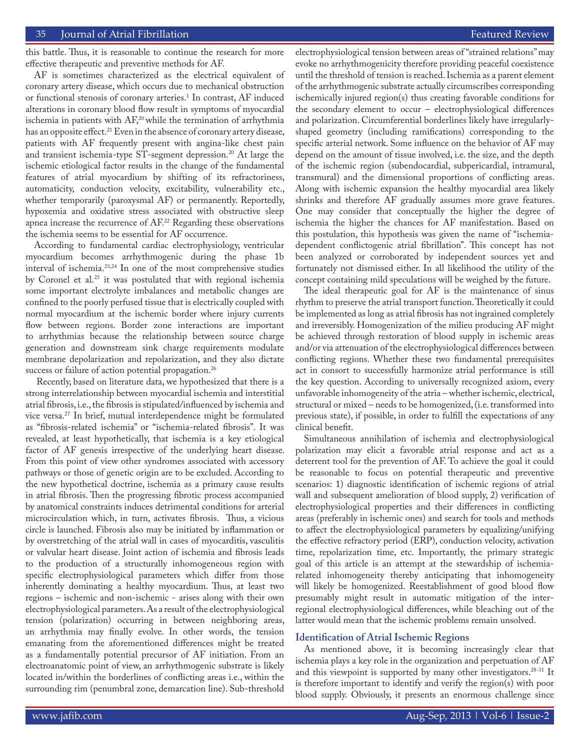this battle. Thus, it is reasonable to continue the research for more effective therapeutic and preventive methods for AF.

AF is sometimes characterized as the electrical equivalent of coronary artery disease, which occurs due to mechanical obstruction or functional stenosis of coronary arteries.[1] In contrast, AF induced alterations in coronary blood flow result in symptoms of myocardial ischemia in patients with AF,[20] while the termination of arrhythmia has an opposite effect.[21] Even in the absence of coronary artery disease, patients with AF frequently present with angina-like chest pain and transient ischemia-type ST-segment depression.[20] At large the ischemic etiological factor results in the change of the fundamental features of atrial myocardium by shifting of its refractoriness, automaticity, conduction velocity, excitability, vulnerability etc., whether temporarily (paroxysmal AF) or permanently. Reportedly, hypoxemia and oxidative stress associated with obstructive sleep apnea increase the recurrence of AF.[22] Regarding these observations the ischemia seems to be essential for AF occurrence.

According to fundamental cardiac electrophysiology, ventricular myocardium becomes arrhythmogenic during the phase 1b interval of ischemia.[23,24] In one of the most comprehensive studies by Coronel et al.[25] it was postulated that with regional ischemia some important electrolyte imbalances and metabolic changes are confined to the poorly perfused tissue that is electrically coupled with normal myocardium at the ischemic border where injury currents flow between regions. Border zone interactions are important to arrhythmias because the relationship between source charge generation and downstream sink charge requirements modulate membrane depolarization and repolarization, and they also dictate success or failure of action potential propagation.[26]

Recently, based on literature data, we hypothesized that there is a strong interrelationship between myocardial ischemia and interstitial atrial fibrosis, i.e., the fibrosis is stipulated/influenced by ischemia and vice versa.[27] In brief, mutual interdependence might be formulated as "fibrosis-related ischemia" or "ischemia-related fibrosis". It was revealed, at least hypothetically, that ischemia is a key etiological factor of AF genesis irrespective of the underlying heart disease. From this point of view other syndromes associated with accessory pathways or those of genetic origin are to be excluded. According to the new hypothetical doctrine, ischemia as a primary cause results in atrial fibrosis. Then the progressing fibrotic process accompanied by anatomical constraints induces detrimental conditions for arterial microcirculation which, in turn, activates fibrosis. Thus, a vicious circle is launched. Fibrosis also may be initiated by inflammation or by overstretching of the atrial wall in cases of myocarditis, vasculitis or valvular heart disease. Joint action of ischemia and fibrosis leads to the production of a structurally inhomogeneous region with specific electrophysiological parameters which differ from those inherently dominating a healthy myocardium. Thus, at least two regions – ischemic and non-ischemic - arises along with their own electrophysiological parameters. As a result of the electrophysiological tension (polarization) occurring in between neighboring areas, an arrhythmia may finally evolve. In other words, the tension emanating from the aforementioned differences might be treated as a fundamentally potential precursor of AF initiation. From an electroanatomic point of view, an arrhythmogenic substrate is likely located in/within the borderlines of conflicting areas i.e., within the surrounding rim (penumbral zone, demarcation line). Sub-threshold electrophysiological tension between areas of "strained relations" may evoke no arrhythmogenicity therefore providing peaceful coexistence until the threshold of tension is reached. Ischemia as a parent element of the arrhythmogenic substrate actually circumscribes corresponding ischemically injured region(s) thus creating favorable conditions for the secondary element to occur – electrophysiological differences and polarization. Circumferential borderlines likely have irregularly-shaped geometry (including ramifications) corresponding to the specific arterial network. Some influence on the behavior of AF may depend on the amount of tissue involved, i.e. the size, and the depth of the ischemic region (subendocardial, subpericardial, intramural, transmural) and the dimensional proportions of conflicting areas. Along with ischemic expansion the healthy myocardial area likely shrinks and therefore AF gradually assumes more grave features. One may consider that conceptually the higher the degree of ischemia the higher the chances for AF manifestation. Based on this postulation, this hypothesis was given the name of "ischemia-dependent conflictogenic atrial fibrillation". This concept has not been analyzed or corroborated by independent sources yet and fortunately not dismissed either. In all likelihood the utility of the concept containing mild speculations will be weighed by the future.

The ideal therapeutic goal for AF is the maintenance of sinus rhythm to preserve the atrial transport function. Theoretically it could be implemented as long as atrial fibrosis has not ingrained completely and irreversibly. Homogenization of the milieu producing AF might be achieved through restoration of blood supply in ischemic areas and/or via attenuation of the electrophysiological differences between conflicting regions. Whether these two fundamental prerequisites act in consort to successfully harmonize atrial performance is still the key question. According to universally recognized axiom, every unfavorable inhomogeneity of the atria – whether ischemic, electrical, structural or mixed – needs to be homogenized, (i.e. transformed into previous state), if possible, in order to fulfill the expectations of any clinical benefit.

Simultaneous annihilation of ischemia and electrophysiological polarization may elicit a favorable atrial response and act as a deterrent tool for the prevention of AF. To achieve the goal it could be reasonable to focus on potential therapeutic and preventive scenarios: 1) diagnostic identification of ischemic regions of atrial wall and subsequent amelioration of blood supply, 2) verification of electrophysiological properties and their differences in conflicting areas (preferably in ischemic ones) and search for tools and methods to affect the electrophysiological parameters by equalizing/unifying the effective refractory period (ERP), conduction velocity, activation time, repolarization time, etc. Importantly, the primary strategic goal of this article is an attempt at the stewardship of ischemia-related inhomogeneity thereby anticipating that inhomogeneity will likely be homogenized. Reestablishment of good blood flow presumably might result in automatic mitigation of the inter-regional electrophysiological differences, while bleaching out of the latter would mean that the ischemic problems remain unsolved.

## Identification of Atrial Ischemic Regions

As mentioned above, it is becoming increasingly clear that ischemia plays a key role in the organization and perpetuation of AF and this viewpoint is supported by many other investigators.[28-31] It is therefore important to identify and verify the region(s) with poor blood supply. Obviously, it presents an enormous challenge since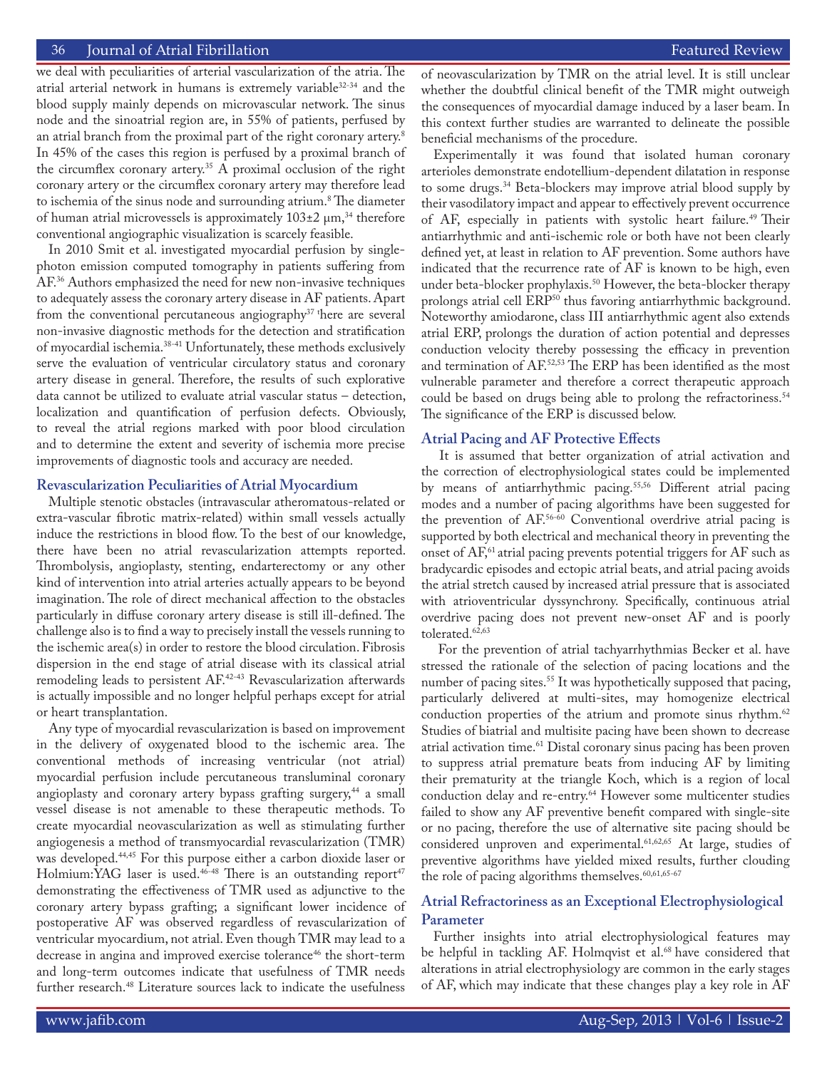we deal with peculiarities of arterial vascularization of the atria. The atrial arterial network in humans is extremely variable[32-34] and the blood supply mainly depends on microvascular network. The sinus node and the sinoatrial region are, in 55% of patients, perfused by an atrial branch from the proximal part of the right coronary artery.[8] In 45% of the cases this region is perfused by a proximal branch of the circumflex coronary artery.[35] A proximal occlusion of the right coronary artery or the circumflex coronary artery may therefore lead to ischemia of the sinus node and surrounding atrium.[8] The diameter of human atrial microvessels is approximately 103±2 μm,[34] therefore conventional angiographic visualization is scarcely feasible.

In 2010 Smit et al. investigated myocardial perfusion by single-photon emission computed tomography in patients suffering from AF.[36] Authors emphasized the need for new non-invasive techniques to adequately assess the coronary artery disease in AF patients. Apart from the conventional percutaneous angiography[37] there are several non-invasive diagnostic methods for the detection and stratification of myocardial ischemia.[38-41] Unfortunately, these methods exclusively serve the evaluation of ventricular circulatory status and coronary artery disease in general. Therefore, the results of such explorative data cannot be utilized to evaluate atrial vascular status – detection, localization and quantification of perfusion defects. Obviously, to reveal the atrial regions marked with poor blood circulation and to determine the extent and severity of ischemia more precise improvements of diagnostic tools and accuracy are needed.

## Revascularization Peculiarities of Atrial Myocardium

Multiple stenotic obstacles (intravascular atheromatous-related or extra-vascular fibrotic matrix-related) within small vessels actually induce the restrictions in blood flow. To the best of our knowledge, there have been no atrial revascularization attempts reported. Thrombolysis, angioplasty, stenting, endarterectomy or any other kind of intervention into atrial arteries actually appears to be beyond imagination. The role of direct mechanical affection to the obstacles particularly in diffuse coronary artery disease is still ill-defined. The challenge also is to find a way to precisely install the vessels running to the ischemic area(s) in order to restore the blood circulation. Fibrosis dispersion in the end stage of atrial disease with its classical atrial remodeling leads to persistent AF.[42-43] Revascularization afterwards is actually impossible and no longer helpful perhaps except for atrial or heart transplantation.

Any type of myocardial revascularization is based on improvement in the delivery of oxygenated blood to the ischemic area. The conventional methods of increasing ventricular (not atrial) myocardial perfusion include percutaneous transluminal coronary angioplasty and coronary artery bypass grafting surgery,[44] a small vessel disease is not amenable to these therapeutic methods. To create myocardial neovascularization as well as stimulating further angiogenesis a method of transmyocardial revascularization (TMR) was developed.[44,45] For this purpose either a carbon dioxide laser or Holmium:YAG laser is used.[46-48] There is an outstanding report[47] demonstrating the effectiveness of TMR used as adjunctive to the coronary artery bypass grafting; a significant lower incidence of postoperative AF was observed regardless of revascularization of ventricular myocardium, not atrial. Even though TMR may lead to a decrease in angina and improved exercise tolerance[46] the short-term and long-term outcomes indicate that usefulness of TMR needs further research.[48] Literature sources lack to indicate the usefulness of neovascularization by TMR on the atrial level. It is still unclear whether the doubtful clinical benefit of the TMR might outweigh the consequences of myocardial damage induced by a laser beam. In this context further studies are warranted to delineate the possible beneficial mechanisms of the procedure.

Experimentally it was found that isolated human coronary arterioles demonstrate endotellium-dependent dilatation in response to some drugs.[34] Beta-blockers may improve atrial blood supply by their vasodilatory impact and appear to effectively prevent occurrence of AF, especially in patients with systolic heart failure.[49] Their antiarrhythmic and anti-ischemic role or both have not been clearly defined yet, at least in relation to AF prevention. Some authors have indicated that the recurrence rate of AF is known to be high, even under beta-blocker prophylaxis.[50] However, the beta-blocker therapy prolongs atrial cell ERP[50] thus favoring antiarrhythmic background. Noteworthy amiodarone, class III antiarrhythmic agent also extends atrial ERP, prolongs the duration of action potential and depresses conduction velocity thereby possessing the efficacy in prevention and termination of AF.[52,53] The ERP has been identified as the most vulnerable parameter and therefore a correct therapeutic approach could be based on drugs being able to prolong the refractoriness.[54] The significance of the ERP is discussed below.

## Atrial Pacing and AF Protective Effects

It is assumed that better organization of atrial activation and the correction of electrophysiological states could be implemented by means of antiarrhythmic pacing.[55,56] Different atrial pacing modes and a number of pacing algorithms have been suggested for the prevention of AF.[56-60] Conventional overdrive atrial pacing is supported by both electrical and mechanical theory in preventing the onset of AF,[61] atrial pacing prevents potential triggers for AF such as bradycardic episodes and ectopic atrial beats, and atrial pacing avoids the atrial stretch caused by increased atrial pressure that is associated with atrioventricular dyssynchrony. Specifically, continuous atrial overdrive pacing does not prevent new-onset AF and is poorly tolerated.[62,63]

For the prevention of atrial tachyarrhythmias Becker et al. have stressed the rationale of the selection of pacing locations and the number of pacing sites.[55] It was hypothetically supposed that pacing, particularly delivered at multi-sites, may homogenize electrical conduction properties of the atrium and promote sinus rhythm.[62] Studies of biatrial and multisite pacing have been shown to decrease atrial activation time.[61] Distal coronary sinus pacing has been proven to suppress atrial premature beats from inducing AF by limiting their prematurity at the triangle Koch, which is a region of local conduction delay and re-entry.[64] However some multicenter studies failed to show any AF preventive benefit compared with single-site or no pacing, therefore the use of alternative site pacing should be considered unproven and experimental.[61,62,65] At large, studies of preventive algorithms have yielded mixed results, further clouding the role of pacing algorithms themselves.[60,61,65-67]

## Atrial Refractoriness as an Exceptional Electrophysiological Parameter

Further insights into atrial electrophysiological features may be helpful in tackling AF. Holmqvist et al.[68] have considered that alterations in atrial electrophysiology are common in the early stages of AF, which may indicate that these changes play a key role in AF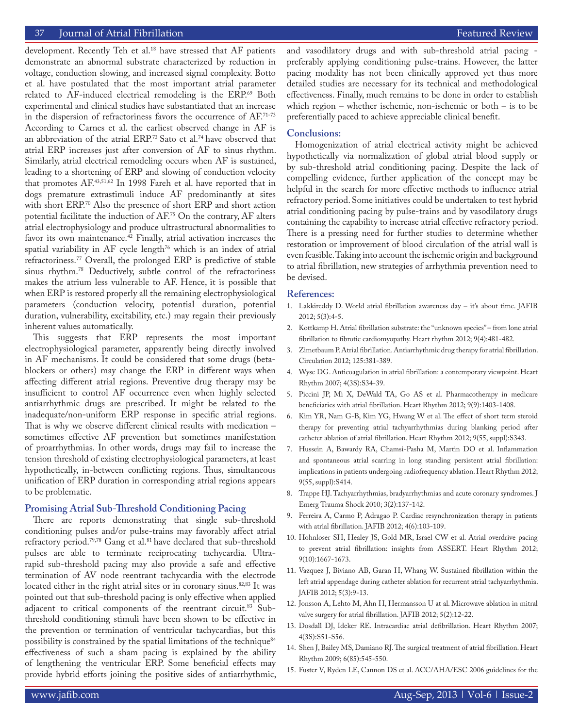development. Recently Teh et al.[18] have stressed that AF patients demonstrate an abnormal substrate characterized by reduction in voltage, conduction slowing, and increased signal complexity. Botto et al. have postulated that the most important atrial parameter related to AF-induced electrical remodeling is the ERP.[69] Both experimental and clinical studies have substantiated that an increase in the dispersion of refractoriness favors the occurrence of AF.[71-73] According to Carnes et al. the earliest observed change in AF is an abbreviation of the atrial ERP.[73] Sato et al.[74] have observed that atrial ERP increases just after conversion of AF to sinus rhythm. Similarly, atrial electrical remodeling occurs when AF is sustained, leading to a shortening of ERP and slowing of conduction velocity that promotes AF.[43,51,62] In 1998 Fareh et al. have reported that in dogs premature extrastimuli induce AF predominantly at sites with short ERP.[70] Also the presence of short ERP and short action potential facilitate the induction of AF.[75] On the contrary, AF alters atrial electrophysiology and produce ultrastructural abnormalities to favor its own maintenance.[42] Finally, atrial activation increases the spatial variability in AF cycle length[76] which is an index of atrial refractoriness.[77] Overall, the prolonged ERP is predictive of stable sinus rhythm.[78] Deductively, subtle control of the refractoriness makes the atrium less vulnerable to AF. Hence, it is possible that when ERP is restored properly all the remaining electrophysiological parameters (conduction velocity, potential duration, potential duration, vulnerability, excitability, etc.) may regain their previously inherent values automatically.

This suggests that ERP represents the most important electrophysiological parameter, apparently being directly involved in AF mechanisms. It could be considered that some drugs (beta-blockers or others) may change the ERP in different ways when affecting different atrial regions. Preventive drug therapy may be insufficient to control AF occurrence even when highly selected antiarrhythmic drugs are prescribed. It might be related to the inadequate/non-uniform ERP response in specific atrial regions. That is why we observe different clinical results with medication – sometimes effective AF prevention but sometimes manifestation of proarrhythmias. In other words, drugs may fail to increase the tension threshold of existing electrophysiological parameters, at least hypothetically, in-between conflicting regions. Thus, simultaneous unification of ERP duration in corresponding atrial regions appears to be problematic.

## Promising Atrial Sub-Threshold Conditioning Pacing

There are reports demonstrating that single sub-threshold conditioning pulses and/or pulse-trains may favorably affect atrial refractory period.[79,78] Gang et al.[81] have declared that sub-threshold pulses are able to terminate reciprocating tachycardia. Ultra-rapid sub-threshold pacing may also provide a safe and effective termination of AV node reentrant tachycardia with the electrode located either in the right atrial sites or in coronary sinus.[82,83] It was pointed out that sub-threshold pacing is only effective when applied adjacent to critical components of the reentrant circuit.[83] Sub-threshold conditioning stimuli have been shown to be effective in the prevention or termination of ventricular tachycardias, but this possibility is constrained by the spatial limitations of the technique[84] effectiveness of such a sham pacing is explained by the ability of lengthening the ventricular ERP. Some beneficial effects may provide hybrid efforts joining the positive sides of antiarrhythmic, and vasodilatory drugs and with sub-threshold atrial pacing - preferably applying conditioning pulse-trains. However, the latter pacing modality has not been clinically approved yet thus more detailed studies are necessary for its technical and methodological effectiveness. Finally, much remains to be done in order to establish which region – whether ischemic, non-ischemic or both – is to be preferentially paced to achieve appreciable clinical benefit.

## Conclusions:

Homogenization of atrial electrical activity might be achieved hypothetically via normalization of global atrial blood supply or by sub-threshold atrial conditioning pacing. Despite the lack of compelling evidence, further application of the concept may be helpful in the search for more effective methods to influence atrial refractory period. Some initiatives could be undertaken to test hybrid atrial conditioning pacing by pulse-trains and by vasodilatory drugs containing the capability to increase atrial effective refractory period. There is a pressing need for further studies to determine whether restoration or improvement of blood circulation of the atrial wall is even feasible. Taking into account the ischemic origin and background to atrial fibrillation, new strategies of arrhythmia prevention need to be devised.

## References:

1. Lakkireddy D. World atrial fibrillation awareness day – it's about time. JAFIB 2012; 5(3):4-5.
2. Kottkamp H. Atrial fibrillation substrate: the "unknown species" – from lone atrial fibrillation to fibrotic cardiomyopathy. Heart rhythm 2012; 9(4):481-482.
3. Zimetbaum P. Atrial fibrillation. Antiarrhythmic drug therapy for atrial fibrillation. Circulation 2012; 125:381-389.
4. Wyse DG. Anticoagulation in atrial fibrillation: a contemporary viewpoint. Heart Rhythm 2007; 4(3S):S34-39.
5. Piccini JP, Mi X, DeWald TA, Go AS et al. Pharmacotherapy in medicare beneficiaries with atrial fibrillation. Heart Rhythm 2012; 9(9):1403-1408.
6. Kim YR, Nam G-B, Kim YG, Hwang W et al. The effect of short term steroid therapy for preventing atrial tachyarrhythmias during blanking period after catheter ablation of atrial fibrillation. Heart Rhythm 2012; 9(55, suppl):S343.
7. Hussein A, Bawardy RA, Chamsi-Pasha M, Martin DO et al. Inflammation and spontaneous atrial scarring in long standing persistent atrial fibrillation: implications in patients undergoing radiofrequency ablation. Heart Rhythm 2012; 9(55, suppl):S414.
8. Trappe HJ. Tachyarrhythmias, bradyarrhythmias and acute coronary syndromes. J Emerg Trauma Shock 2010; 3(2):137-142.
9. Ferreira A, Carmo P, Adragao P. Cardiac resynchronization therapy in patients with atrial fibrillation. JAFIB 2012; 4(6):103-109.
10. Hohnloser SH, Healey JS, Gold MR, Israel CW et al. Atrial overdrive pacing to prevent atrial fibrillation: insights from ASSERT. Heart Rhythm 2012; 9(10):1667-1673.
11. Vazquez J, Biviano AB, Garan H, Whang W. Sustained fibrillation within the left atrial appendage during catheter ablation for recurrent atrial tachyarrhythmia. JAFIB 2012; 5(3):9-13.
12. Jonsson A, Lehto M, Ahn H, Hermansson U at al. Microwave ablation in mitral valve surgery for atrial fibrillation. JAFIB 2012; 5(2):12-22.
13. Dosdall DJ, Ideker RE. Intracardiac atrial defibrillation. Heart Rhythm 2007; 4(3S):S51-S56.
14. Shen J, Bailey MS, Damiano RJ. The surgical treatment of atrial fibrillation. Heart Rhythm 2009; 6(85):545-550.
15. Fuster V, Ryden LE, Cannon DS et al. ACC/AHA/ESC 2006 guidelines for the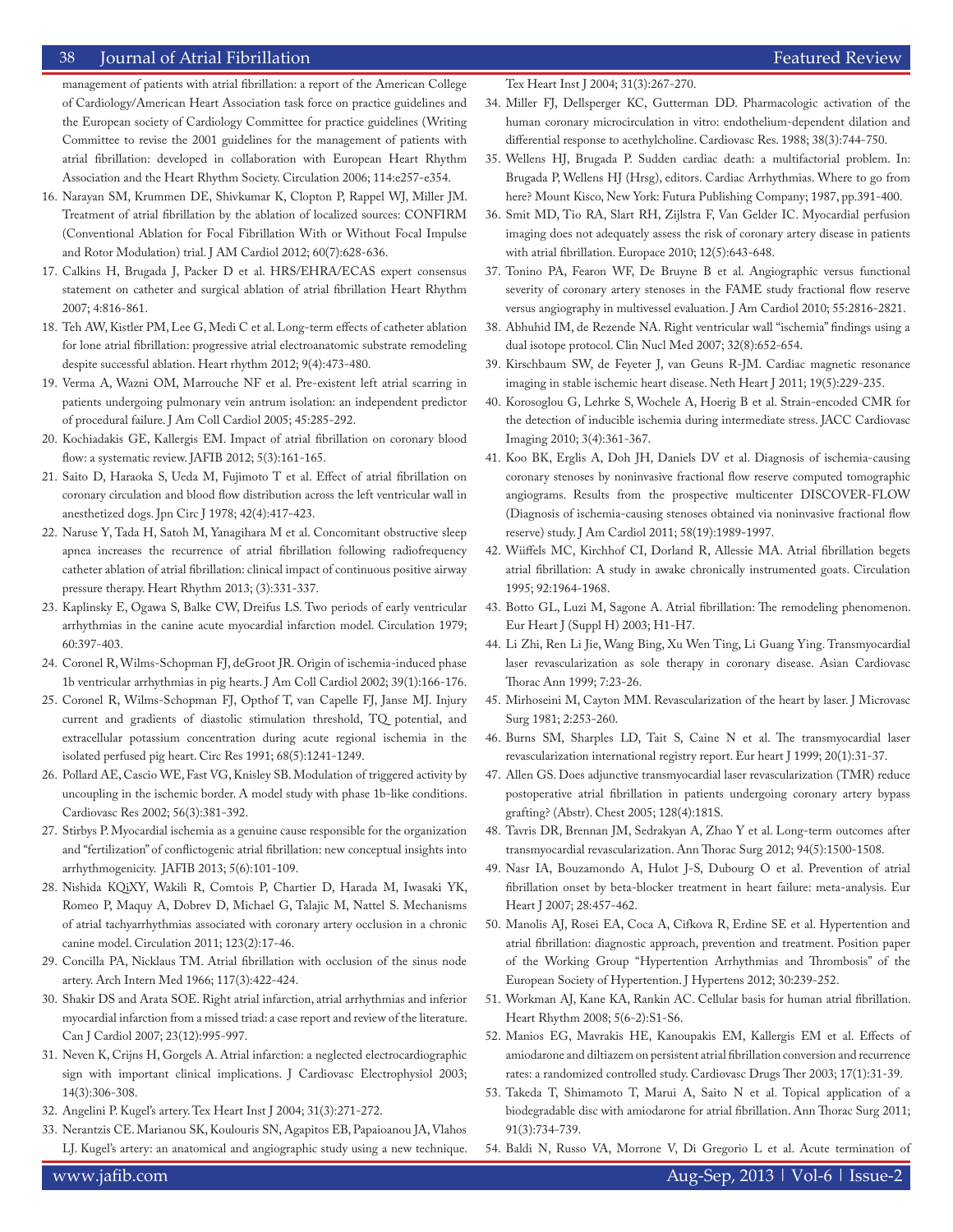management of patients with atrial fibrillation: a report of the American College of Cardiology/American Heart Association task force on practice guidelines and the European society of Cardiology Committee for practice guidelines (Writing Committee to revise the 2001 guidelines for the management of patients with atrial fibrillation: developed in collaboration with European Heart Rhythm Association and the Heart Rhythm Society. Circulation 2006; 114:e257-e354.

16. Narayan SM, Krummen DE, Shivkumar K, Clopton P, Rappel WJ, Miller JM. Treatment of atrial fibrillation by the ablation of localized sources: CONFIRM (Conventional Ablation for Focal Fibrillation With or Without Focal Impulse and Rotor Modulation) trial. J AM Cardiol 2012; 60(7):628-636.
17. Calkins H, Brugada J, Packer D et al. HRS/EHRA/ECAS expert consensus statement on catheter and surgical ablation of atrial fibrillation Heart Rhythm 2007; 4:816-861.
18. Teh AW, Kistler PM, Lee G, Medi C et al. Long-term effects of catheter ablation for lone atrial fibrillation: progressive atrial electroanatomic substrate remodeling despite successful ablation. Heart rhythm 2012; 9(4):473-480.
19. Verma A, Wazni OM, Marrouche NF et al. Pre-existent left atrial scarring in patients undergoing pulmonary vein antrum isolation: an independent predictor of procedural failure. J Am Coll Cardiol 2005; 45:285-292.
20. Kochiadakis GE, Kallergis EM. Impact of atrial fibrillation on coronary blood flow: a systematic review. JAFIB 2012; 5(3):161-165.
21. Saito D, Haraoka S, Ueda M, Fujimoto T et al. Effect of atrial fibrillation on coronary circulation and blood flow distribution across the left ventricular wall in anesthetized dogs. Jpn Circ J 1978; 42(4):417-423.
22. Naruse Y, Tada H, Satoh M, Yanagihara M et al. Concomitant obstructive sleep apnea increases the recurrence of atrial fibrillation following radiofrequency catheter ablation of atrial fibrillation: clinical impact of continuous positive airway pressure therapy. Heart Rhythm 2013; (3):331-337.
23. Kaplinsky E, Ogawa S, Balke CW, Dreifus LS. Two periods of early ventricular arrhythmias in the canine acute myocardial infarction model. Circulation 1979; 60:397-403.
24. Coronel R, Wilms-Schopman FJ, deGroot JR. Origin of ischemia-induced phase 1b ventricular arrhythmias in pig hearts. J Am Coll Cardiol 2002; 39(1):166-176.
25. Coronel R, Wilms-Schopman FJ, Opthof T, van Capelle FJ, Janse MJ. Injury current and gradients of diastolic stimulation threshold, TQ potential, and extracellular potassium concentration during acute regional ischemia in the isolated perfused pig heart. Circ Res 1991; 68(5):1241-1249.
26. Pollard AE, Cascio WE, Fast VG, Knisley SB. Modulation of triggered activity by uncoupling in the ischemic border. A model study with phase 1b-like conditions. Cardiovasc Res 2002; 56(3):381-392.
27. Stirbys P. Myocardial ischemia as a genuine cause responsible for the organization and "fertilization" of conflictogenic atrial fibrillation: new conceptual insights into arrhythmogenicity. JAFIB 2013; 5(6):101-109.
28. Nishida KQiXY, Wakili R, Comtois P, Chartier D, Harada M, Iwasaki YK, Romeo P, Maquy A, Dobrev D, Michael G, Talajic M, Nattel S. Mechanisms of atrial tachyarrhythmias associated with coronary artery occlusion in a chronic canine model. Circulation 2011; 123(2):17-46.
29. Concilla PA, Nicklaus TM. Atrial fibrillation with occlusion of the sinus node artery. Arch Intern Med 1966; 117(3):422-424.
30. Shakir DS and Arata SOE. Right atrial infarction, atrial arrhythmias and inferior myocardial infarction from a missed triad: a case report and review of the literature. Can J Cardiol 2007; 23(12):995-997.
31. Neven K, Crijns H, Gorgels A. Atrial infarction: a neglected electrocardiographic sign with important clinical implications. J Cardiovasc Electrophysiol 2003; 14(3):306-308.
32. Angelini P. Kugel's artery. Tex Heart Inst J 2004; 31(3):271-272.
33. Nerantzis CE. Marianou SK, Koulouris SN, Agapitos EB, Papaioanou JA, Vlahos LJ. Kugel's artery: an anatomical and angiographic study using a new technique. Tex Heart Inst J 2004; 31(3):267-270.
34. Miller FJ, Dellsperger KC, Gutterman DD. Pharmacologic activation of the human coronary microcirculation in vitro: endothelium-dependent dilation and differential response to acethylcholine. Cardiovasc Res. 1988; 38(3):744-750.
35. Wellens HJ, Brugada P. Sudden cardiac death: a multifactorial problem. In: Brugada P, Wellens HJ (Hrsg), editors. Cardiac Arrhythmias. Where to go from here? Mount Kisco, New York: Futura Publishing Company; 1987, pp.391-400.
36. Smit MD, Tio RA, Slart RH, Zijlstra F, Van Gelder IC. Myocardial perfusion imaging does not adequately assess the risk of coronary artery disease in patients with atrial fibrillation. Europace 2010; 12(5):643-648.
37. Tonino PA, Fearon WF, De Bruyne B et al. Angiographic versus functional severity of coronary artery stenoses in the FAME study fractional flow reserve versus angiography in multivessel evaluation. J Am Cardiol 2010; 55:2816-2821.
38. Abhuhid IM, de Rezende NA. Right ventricular wall "ischemia" findings using a dual isotope protocol. Clin Nucl Med 2007; 32(8):652-654.
39. Kirschbaum SW, de Feyeter J, van Geuns R-JM. Cardiac magnetic resonance imaging in stable ischemic heart disease. Neth Heart J 2011; 19(5):229-235.
40. Korosoglou G, Lehrke S, Wochele A, Hoerig B et al. Strain-encoded CMR for the detection of inducible ischemia during intermediate stress. JACC Cardiovasc Imaging 2010; 3(4):361-367.
41. Koo BK, Erglis A, Doh JH, Daniels DV et al. Diagnosis of ischemia-causing coronary stenoses by noninvasive fractional flow reserve computed tomographic angiograms. Results from the prospective multicenter DISCOVER-FLOW (Diagnosis of ischemia-causing stenoses obtained via noninvasive fractional flow reserve) study. J Am Cardiol 2011; 58(19):1989-1997.
42. Wiiffels MC, Kirchhof CI, Dorland R, Allessie MA. Atrial fibrillation begets atrial fibrillation: A study in awake chronically instrumented goats. Circulation 1995; 92:1964-1968.
43. Botto GL, Luzi M, Sagone A. Atrial fibrillation: The remodeling phenomenon. Eur Heart J (Suppl H) 2003; H1-H7.
44. Li Zhi, Ren Li Jie, Wang Bing, Xu Wen Ting, Li Guang Ying. Transmyocardial laser revascularization as sole therapy in coronary disease. Asian Cardiovasc Thorac Ann 1999; 7:23-26.
45. Mirhoseini M, Cayton MM. Revascularization of the heart by laser. J Microvasc Surg 1981; 2:253-260.
46. Burns SM, Sharples LD, Tait S, Caine N et al. The transmyocardial laser revascularization international registry report. Eur heart J 1999; 20(1):31-37.
47. Allen GS. Does adjunctive transmyocardial laser revascularization (TMR) reduce postoperative atrial fibrillation in patients undergoing coronary artery bypass grafting? (Abstr). Chest 2005; 128(4):181S.
48. Tavris DR, Brennan JM, Sedrakyan A, Zhao Y et al. Long-term outcomes after transmyocardial revascularization. Ann Thorac Surg 2012; 94(5):1500-1508.
49. Nasr IA, Bouzamondo A, Hulot J-S, Dubourg O et al. Prevention of atrial fibrillation onset by beta-blocker treatment in heart failure: meta-analysis. Eur Heart J 2007; 28:457-462.
50. Manolis AJ, Rosei EA, Coca A, Cifkova R, Erdine SE et al. Hypertention and atrial fibrillation: diagnostic approach, prevention and treatment. Position paper of the Working Group "Hypertention Arrhythmias and Thrombosis" of the European Society of Hypertension. J Hypertens 2012; 30:239-252.
51. Workman AJ, Kane KA, Rankin AC. Cellular basis for human atrial fibrillation. Heart Rhythm 2008; 5(6-2):S1-S6.
52. Manios EG, Mavrakis HE, Kanoupakis EM, Kallergis EM et al. Effects of amiodarone and diltiazem on persistent atrial fibrillation conversion and recurrence rates: a randomized controlled study. Cardiovasc Drugs Ther 2003; 17(1):31-39.
53. Takeda T, Shimamoto T, Marui A, Saito N et al. Topical application of a biodegradable disc with amiodarone for atrial fibrillation. Ann Thorac Surg 2011; 91(3):734-739.
54. Baldi N, Russo VA, Morrone V, Di Gregorio L et al. Acute termination of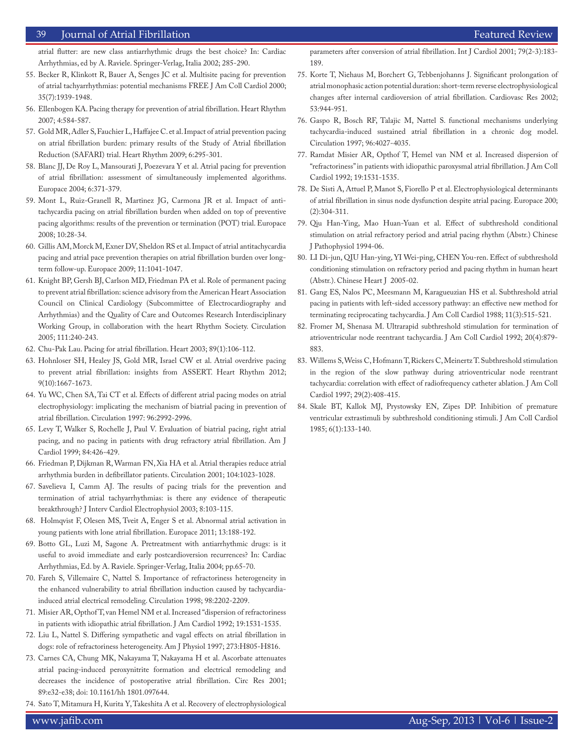atrial flutter: are new class antiarrhythmic drugs the best choice? In: Cardiac Arrhythmias, ed by A. Raviele. Springer-Verlag, Italia 2002; 285-290.

55. Becker R, Klinkott R, Bauer A, Senges JC et al. Multisite pacing for prevention of atrial tachyarrhythmias: potential mechanisms FREE J Am Coll Cardiol 2000; 35(7):1939-1948.
56. Ellenbogen KA. Pacing therapy for prevention of atrial fibrillation. Heart Rhythm 2007; 4:584-587.
57. Gold MR, Adler S, Fauchier L, Haffajee C. et al. Impact of atrial prevention pacing on atrial fibrillation burden: primary results of the Study of Atrial fibrillation Reduction (SAFARI) trial. Heart Rhythm 2009; 6:295-301.
58. Blanc JJ, De Roy L, Mansourati J, Poezevara Y et al. Atrial pacing for prevention of atrial fibrillation: assessment of simultaneously implemented algorithms. Europace 2004; 6:371-379.
59. Mont L, Ruiz-Granell R, Martinez JG, Carmona JR et al. Impact of anti-tachycardia pacing on atrial fibrillation burden when added on top of preventive pacing algorithms: results of the prevention or termination (POT) trial. Europace 2008; 10:28-34.
60. Gillis AM, Morck M, Exner DV, Sheldon RS et al. Impact of atrial antitachycardia pacing and atrial pace prevention therapies on atrial fibrillation burden over long-term follow-up. Europace 2009; 11:1041-1047.
61. Knight BP, Gersh BJ, Carlson MD, Friedman PA et al. Role of permanent pacing to prevent atrial fibrillation: science advisory from the American Heart Association Council on Clinical Cardiology (Subcommittee of Electrocardiography and Arrhythmias) and the Quality of Care and Outcomes Research Interdisciplinary Working Group, in collaboration with the heart Rhythm Society. Circulation 2005; 111:240-243.
62. Chu-Pak Lau. Pacing for atrial fibrillation. Heart 2003; 89(1):106-112.
63. Hohnloser SH, Healey JS, Gold MR, Israel CW et al. Atrial overdrive pacing to prevent atrial fibrillation: insights from ASSERT. Heart Rhythm 2012; 9(10):1667-1673.
64. Yu WC, Chen SA, Tai CT et al. Effects of different atrial pacing modes on atrial electrophysiology: implicating the mechanism of biatrial pacing in prevention of atrial fibrillation. Circulation 1997: 96:2992-2996.
65. Levy T, Walker S, Rochelle J, Paul V. Evaluation of biatrial pacing, right atrial pacing, and no pacing in patients with drug refractory atrial fibrillation. Am J Cardiol 1999; 84:426-429.
66. Friedman P, Dijkman R, Warman FN, Xia HA et al. Atrial therapies reduce atrial arrhythmia burden in defibrillator patients. Circulation 2001; 104:1023-1028.
67. Savelieva I, Camm AJ. The results of pacing trials for the prevention and termination of atrial tachyarrhythmias: is there any evidence of therapeutic breakthrough? J Interv Cardiol Electrophysiol 2003; 8:103-115.
68. Holmqvist F, Olesen MS, Tveit A, Enger S et al. Abnormal atrial activation in young patients with lone atrial fibrillation. Europace 2011; 13:188-192.
69. Botto GL, Luzi M, Sagone A. Pretreatment with antiarrhythmic drugs: is it useful to avoid immediate and early postcardioversion recurrences? In: Cardiac Arrhythmias, Ed. by A. Raviele. Springer-Verlag, Italia 2004; pp.65-70.
70. Fareh S, Villemaire C, Nattel S. Importance of refractoriness heterogeneity in the enhanced vulnerability to atrial fibrillation induction caused by tachycardia-induced atrial electrical remodeling. Circulation 1998; 98:2202-2209.
71. Misier AR, Opthof T, van Hemel NM et al. Increased "dispersion of refractoriness in patients with idiopathic atrial fibrillation. J Am Cardiol 1992; 19:1531-1535.
72. Liu L, Nattel S. Differing sympathetic and vagal effects on atrial fibrillation in dogs: role of refractoriness heterogeneity. Am J Physiol 1997; 273:H805-H816.
73. Carnes CA, Chung MK, Nakayama T, Nakayama H et al. Ascorbate attenuates atrial pacing-induced peroxynitrite formation and electrical remodeling and decreases the incidence of postoperative atrial fibrillation. Circ Res 2001; 89:e32-e38; doi: 10.1161/hh 1801.097644.
74. Sato T, Mitamura H, Kurita Y, Takeshita A et al. Recovery of electrophysiological parameters after conversion of atrial fibrillation. Int J Cardiol 2001; 79(2-3):183-189.
75. Korte T, Niehaus M, Borchert G, Tebbenjohanns J. Significant prolongation of atrial monophasic action potential duration: short-term reverse electrophysiological changes after internal cardioversion of atrial fibrillation. Cardiovasc Res 2002; 53:944-951.
76. Gaspo R, Bosch RF, Talajic M, Nattel S. functional mechanisms underlying tachycardia-induced sustained atrial fibrillation in a chronic dog model. Circulation 1997; 96:4027-4035.
77. Ramdat Misier AR, Opthof T, Hemel van NM et al. Increased dispersion of "refractoriness" in patients with idiopathic paroxysmal atrial fibrillation. J Am Coll Cardiol 1992; 19:1531-1535.
78. De Sisti A, Attuel P, Manot S, Fiorello P et al. Electrophysiological determinants of atrial fibrillation in sinus node dysfunction despite atrial pacing. Europace 200; (2):304-311.
79. Qiu Han-Ying, Mao Huan-Yuan et al. Effect of subthreshold conditional stimulation on atrial refractory period and atrial pacing rhythm (Abstr.) Chinese J Pathophysiol 1994-06.
80. LI Di-jun, QIU Han-ying, YI Wei-ping, CHEN You-ren. Effect of subthreshold conditioning stimulation on refractory period and pacing rhythm in human heart (Abstr.). Chinese Heart J 2005-02.
81. Gang ES, Nalos PC, Meesmann M, Karagueuzian HS et al. Subthreshold atrial pacing in patients with left-sided accessory pathway: an effective new method for terminating reciprocating tachycardia. J Am Coll Cardiol 1988; 11(3):515-521.
82. Fromer M, Shenasa M. Ultrarapid subthreshold stimulation for termination of atrioventricular node reentrant tachycardia. J Am Coll Cardiol 1992; 20(4):879-883.
83. Willems S, Weiss C, Hofmann T, Rickers C, Meinertz T. Subthreshold stimulation in the region of the slow pathway during atrioventricular node reentrant tachycardia: correlation with effect of radiofrequency catheter ablation. J Am Coll Cardiol 1997; 29(2):408-415.
84. Skale BT, Kallok MJ, Prystowsky EN, Zipes DP. Inhibition of premature ventricular extrastimuli by subthreshold conditioning stimuli. J Am Coll Cardiol 1985; 6(1):133-140.